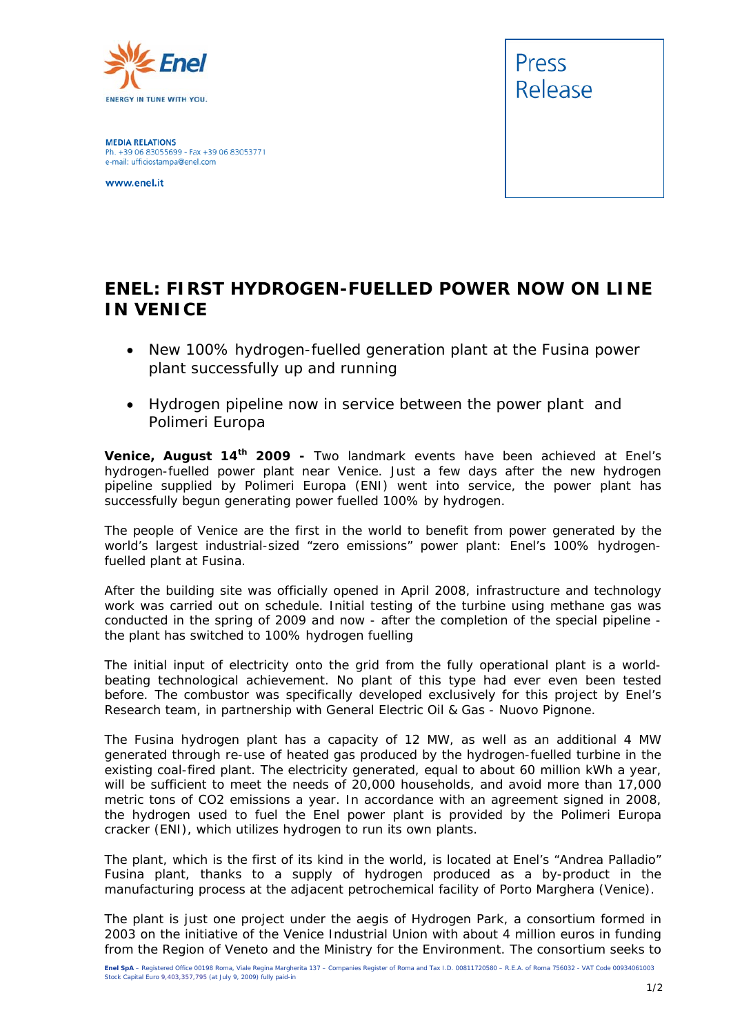Enel

ENERGY IN TUNE WITH YOU.

**MEDIA RELATIONS**
Ph. +39 06 83055699 - Fax +39 06 83053771
e-mail: ufficiostampa@enel.com

www.enel.it

Press Release

# ENEL: FIRST HYDROGEN-FUELLED POWER NOW ON LINE IN VENICE

- New 100% hydrogen-fuelled generation plant at the Fusina power plant successfully up and running
- Hydrogen pipeline now in service between the power plant and Polimeri Europa

**Venice, August 14th 2009 -** Two landmark events have been achieved at Enel's hydrogen-fuelled power plant near Venice. Just a few days after the new hydrogen pipeline supplied by Polimeri Europa (ENI) went into service, the power plant has successfully begun generating power fuelled 100% by hydrogen.

The people of Venice are the first in the world to benefit from power generated by the world's largest industrial-sized "zero emissions" power plant: Enel's 100% hydrogen-fuelled plant at Fusina.

After the building site was officially opened in April 2008, infrastructure and technology work was carried out on schedule. Initial testing of the turbine using methane gas was conducted in the spring of 2009 and now - after the completion of the special pipeline - the plant has switched to 100% hydrogen fuelling

The initial input of electricity onto the grid from the fully operational plant is a world-beating technological achievement. No plant of this type had ever even been tested before. The combustor was specifically developed exclusively for this project by Enel's Research team, in partnership with General Electric Oil & Gas - Nuovo Pignone.

The Fusina hydrogen plant has a capacity of 12 MW, as well as an additional 4 MW generated through re-use of heated gas produced by the hydrogen-fuelled turbine in the existing coal-fired plant. The electricity generated, equal to about 60 million kWh a year, will be sufficient to meet the needs of 20,000 households, and avoid more than 17,000 metric tons of $CO_2$ emissions a year. In accordance with an agreement signed in 2008, the hydrogen used to fuel the Enel power plant is provided by the Polimeri Europa cracker (ENI), which utilizes hydrogen to run its own plants.

The plant, which is the first of its kind in the world, is located at Enel's "Andrea Palladio" Fusina plant, thanks to a supply of hydrogen produced as a by-product in the manufacturing process at the adjacent petrochemical facility of Porto Marghera (Venice).

The plant is just one project under the aegis of Hydrogen Park, a consortium formed in 2003 on the initiative of the Venice Industrial Union with about 4 million euros in funding from the Region of Veneto and the Ministry for the Environment. The consortium seeks to

**Enel SpA** – Registered Office 00198 Roma, Viale Regina Margherita 137 – Companies Register of Roma and Tax I.D. 00811720580 – R.E.A. of Roma 756032 – VAT Code 00934061003
Stock Capital Euro 9,403,357,795 (at July 9, 2009) fully paid-in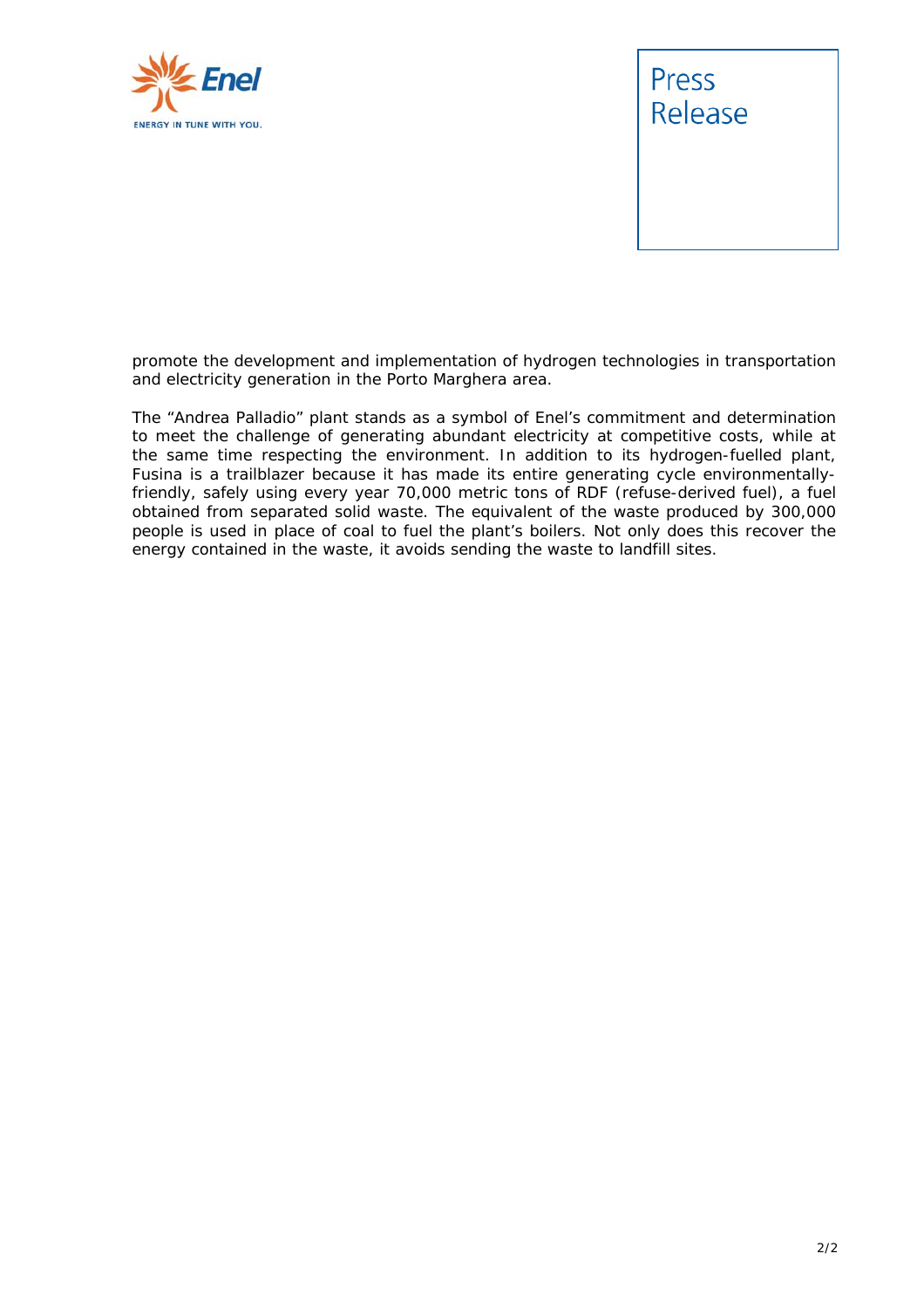promote the development and implementation of hydrogen technologies in transportation and electricity generation in the Porto Marghera area.

The "Andrea Palladio" plant stands as a symbol of Enel's commitment and determination to meet the challenge of generating abundant electricity at competitive costs, while at the same time respecting the environment. In addition to its hydrogen-fuelled plant, Fusina is a trailblazer because it has made its entire generating cycle environmentally-friendly, safely using every year 70,000 metric tons of RDF (refuse-derived fuel), a fuel obtained from separated solid waste. The equivalent of the waste produced by 300,000 people is used in place of coal to fuel the plant's boilers. Not only does this recover the energy contained in the waste, it avoids sending the waste to landfill sites.